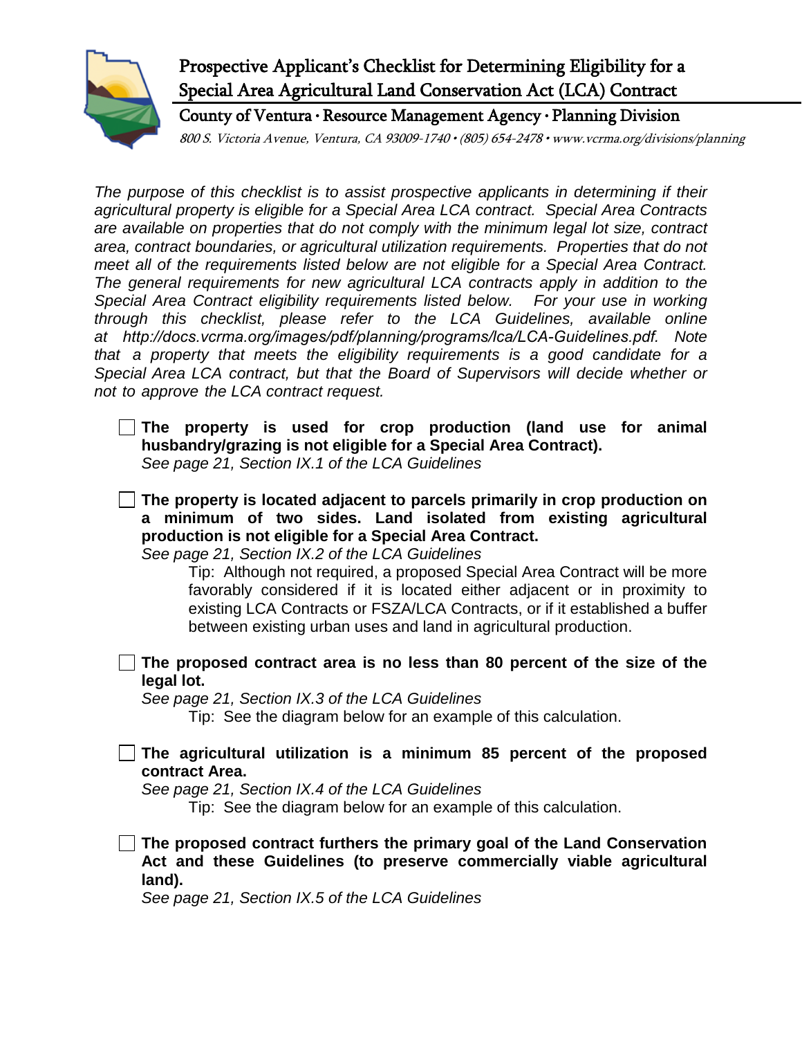# Prospective Applicant's Checklist for Determining Eligibility for a Special Area Agricultural Land Conservation Act (LCA) Contract

## County of Ventura · Resource Management Agency · Planning Division

*800 S. Victoria Avenue, Ventura, CA 93009-1740 • (805) 654-2478 • www.vcrma.org/divisions/planning*

*The purpose of this checklist is to assist prospective applicants in determining if their agricultural property is eligible for a Special Area LCA contract. Special Area Contracts are available on properties that do not comply with the minimum legal lot size, contract area, contract boundaries, or agricultural utilization requirements. Properties that do not meet all of the requirements listed below are not eligible for a Special Area Contract. The general requirements for new agricultural LCA contracts apply in addition to the Special Area Contract eligibility requirements listed below. For your use in working through this checklist, please refer to the LCA Guidelines, available online at http://docs.vcrma.org/images/pdf/planning/programs/lca/LCA-Guidelines.pdf. Note that a property that meets the eligibility requirements is a good candidate for a Special Area LCA contract, but that the Board of Supervisors will decide whether or not to approve the LCA contract request.*

- [ ] **The property is used for crop production (land use for animal husbandry/grazing is not eligible for a Special Area Contract).**
  *See page 21, Section IX.1 of the LCA Guidelines*

- [ ] **The property is located adjacent to parcels primarily in crop production on a minimum of two sides. Land isolated from existing agricultural production is not eligible for a Special Area Contract.**
  *See page 21, Section IX.2 of the LCA Guidelines*

  Tip: Although not required, a proposed Special Area Contract will be more favorably considered if it is located either adjacent or in proximity to existing LCA Contracts or FSZA/LCA Contracts, or if it established a buffer between existing urban uses and land in agricultural production.

- [ ] **The proposed contract area is no less than 80 percent of the size of the legal lot.**
  *See page 21, Section IX.3 of the LCA Guidelines*

  Tip: See the diagram below for an example of this calculation.

- [ ] **The agricultural utilization is a minimum 85 percent of the proposed contract Area.**
  *See page 21, Section IX.4 of the LCA Guidelines*

  Tip: See the diagram below for an example of this calculation.

- [ ] **The proposed contract furthers the primary goal of the Land Conservation Act and these Guidelines (to preserve commercially viable agricultural land).**
  *See page 21, Section IX.5 of the LCA Guidelines*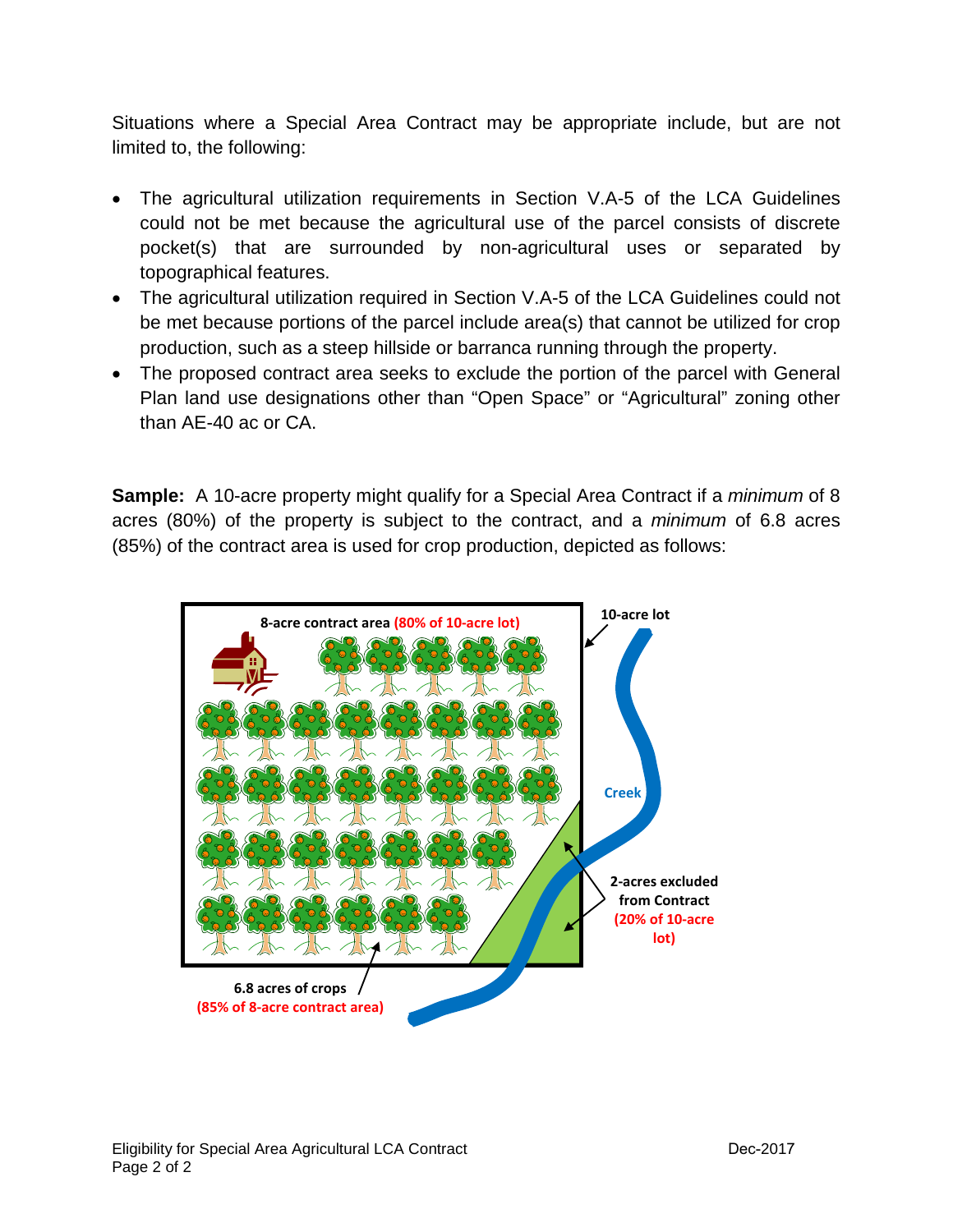Situations where a Special Area Contract may be appropriate include, but are not limited to, the following:

- The agricultural utilization requirements in Section V.A-5 of the LCA Guidelines could not be met because the agricultural use of the parcel consists of discrete pocket(s) that are surrounded by non-agricultural uses or separated by topographical features.
- The agricultural utilization required in Section V.A-5 of the LCA Guidelines could not be met because portions of the parcel include area(s) that cannot be utilized for crop production, such as a steep hillside or barranca running through the property.
- The proposed contract area seeks to exclude the portion of the parcel with General Plan land use designations other than "Open Space" or "Agricultural" zoning other than AE-40 ac or CA.

**Sample:** A 10-acre property might qualify for a Special Area Contract if a *minimum* of 8 acres (80%) of the property is subject to the contract, and a *minimum* of 6.8 acres (85%) of the contract area is used for crop production, depicted as follows:

8-acre contract area (80% of 10-acre lot)

10-acre lot

Creek

2-acres excluded from Contract (20% of 10-acre lot)

6.8 acres of crops (85% of 8-acre contract area)